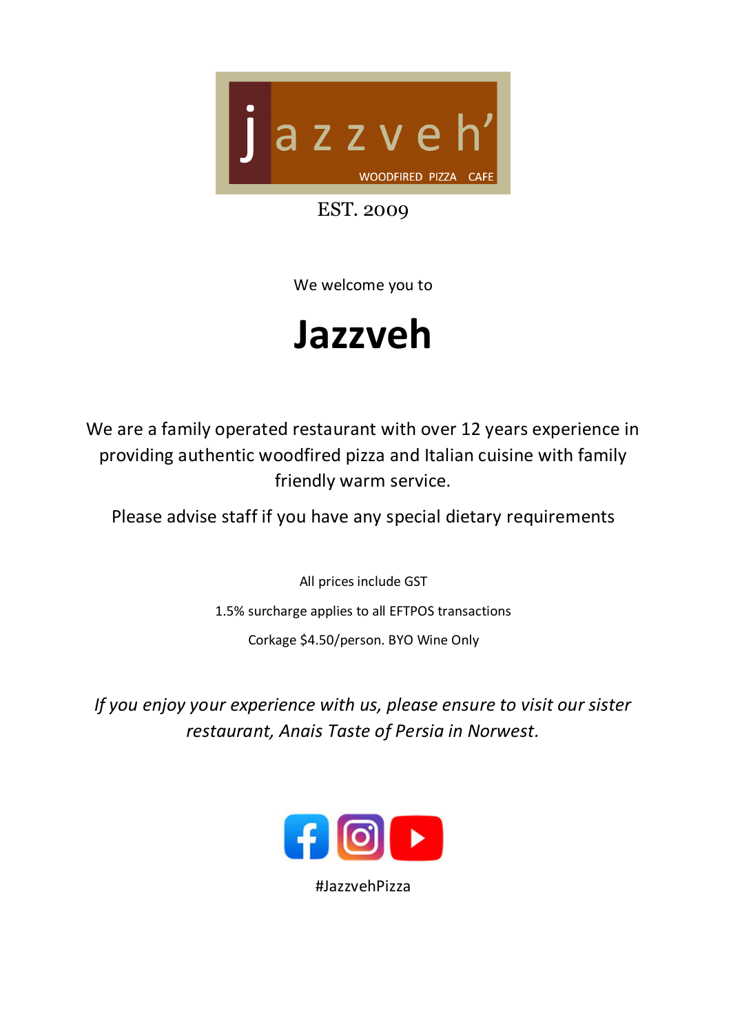j a z z v e h'

WOODFIRED PIZZA CAFE

EST. 2009

We welcome you to

# Jazzveh

We are a family operated restaurant with over 12 years experience in providing authentic woodfired pizza and Italian cuisine with family friendly warm service.

Please advise staff if you have any special dietary requirements

All prices include GST

1.5% surcharge applies to all EFTPOS transactions

Corkage $4.50/person. BYO Wine Only

*If you enjoy your experience with us, please ensure to visit our sister restaurant, Anais Taste of Persia in Norwest.*

#JazzvehPizza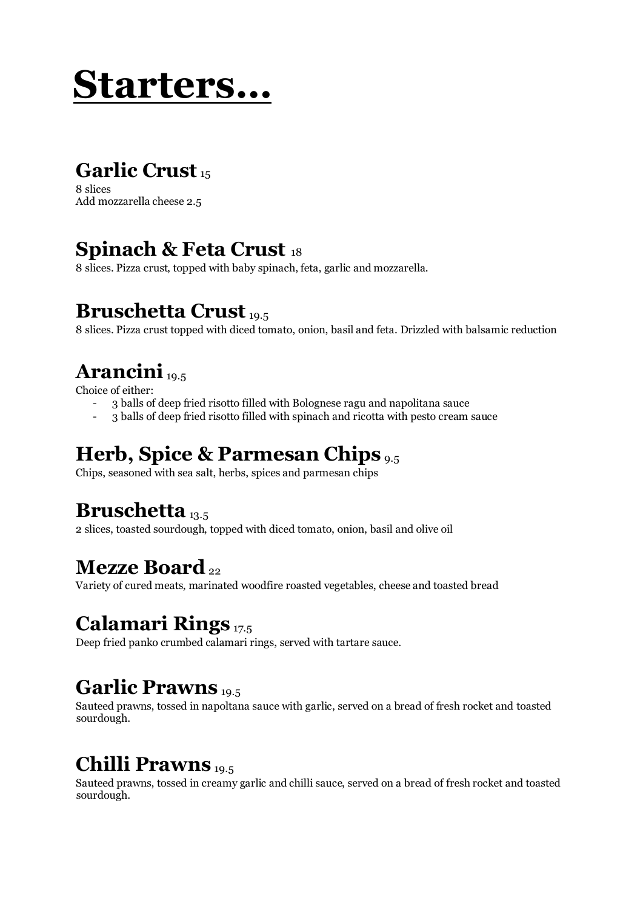# Starters…

## Garlic Crust 15

8 slices
Add mozzarella cheese 2.5

## Spinach & Feta Crust 18

8 slices. Pizza crust, topped with baby spinach, feta, garlic and mozzarella.

## Bruschetta Crust 19.5

8 slices. Pizza crust topped with diced tomato, onion, basil and feta. Drizzled with balsamic reduction

## Arancini 19.5

Choice of either:

- 3 balls of deep fried risotto filled with Bolognese ragu and napolitana sauce
- 3 balls of deep fried risotto filled with spinach and ricotta with pesto cream sauce

## Herb, Spice & Parmesan Chips 9.5

Chips, seasoned with sea salt, herbs, spices and parmesan chips

## Bruschetta 13.5

2 slices, toasted sourdough, topped with diced tomato, onion, basil and olive oil

## Mezze Board 22

Variety of cured meats, marinated woodfire roasted vegetables, cheese and toasted bread

## Calamari Rings 17.5

Deep fried panko crumbed calamari rings, served with tartare sauce.

## Garlic Prawns 19.5

Sauteed prawns, tossed in napoltana sauce with garlic, served on a bread of fresh rocket and toasted sourdough.

## Chilli Prawns 19.5

Sauteed prawns, tossed in creamy garlic and chilli sauce, served on a bread of fresh rocket and toasted sourdough.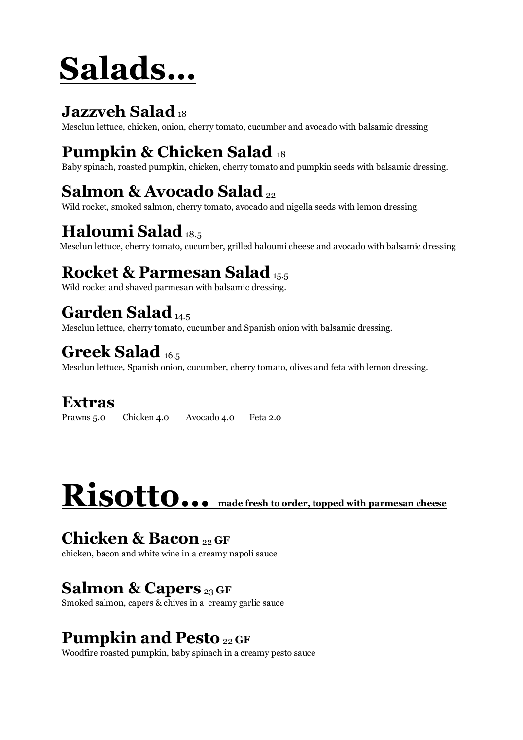# Salads...

## Jazzveh Salad 18

Mesclun lettuce, chicken, onion, cherry tomato, cucumber and avocado with balsamic dressing

## Pumpkin & Chicken Salad 18

Baby spinach, roasted pumpkin, chicken, cherry tomato and pumpkin seeds with balsamic dressing.

## Salmon & Avocado Salad 22

Wild rocket, smoked salmon, cherry tomato, avocado and nigella seeds with lemon dressing.

## Haloumi Salad 18.5

Mesclun lettuce, cherry tomato, cucumber, grilled haloumi cheese and avocado with balsamic dressing

## Rocket & Parmesan Salad 15.5

Wild rocket and shaved parmesan with balsamic dressing.

## Garden Salad 14.5

Mesclun lettuce, cherry tomato, cucumber and Spanish onion with balsamic dressing.

## Greek Salad 16.5

Mesclun lettuce, Spanish onion, cucumber, cherry tomato, olives and feta with lemon dressing.

## Extras

Prawns 5.0 Chicken 4.0 Avocado 4.0 Feta 2.0

# Risotto... **made fresh to order, topped with parmesan cheese**

## Chicken & Bacon 22 GF

chicken, bacon and white wine in a creamy napoli sauce

## Salmon & Capers 23 GF

Smoked salmon, capers & chives in a creamy garlic sauce

## Pumpkin and Pesto 22 GF

Woodfire roasted pumpkin, baby spinach in a creamy pesto sauce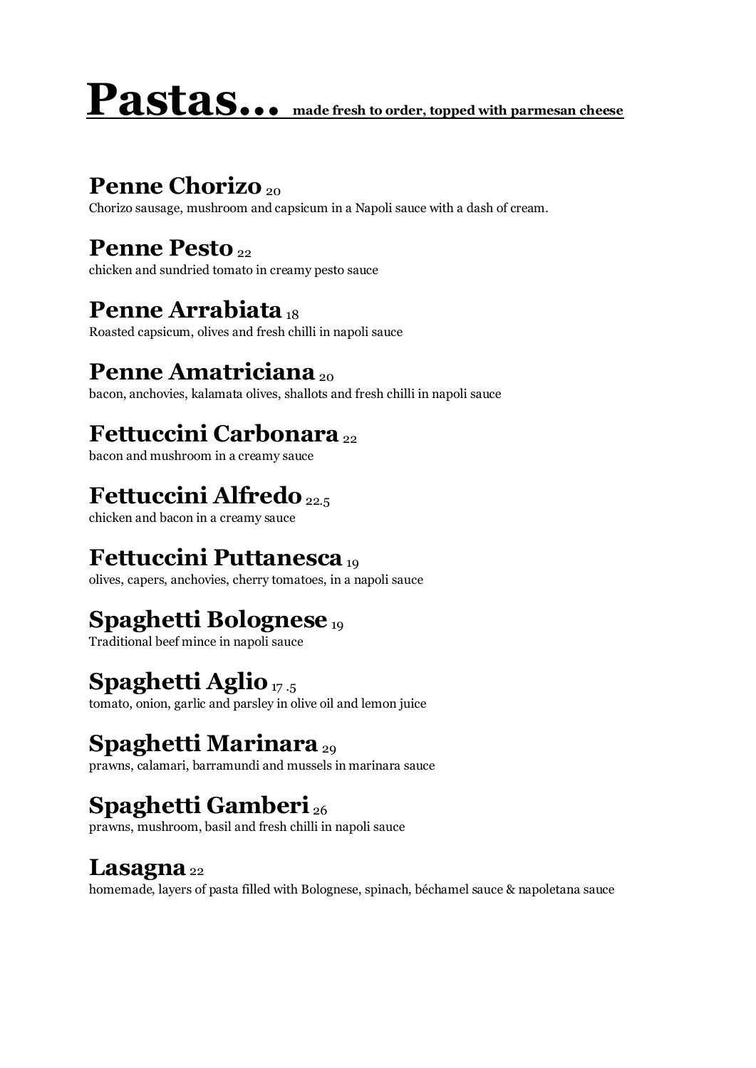# Pastas... **made fresh to order, topped with parmesan cheese**

## Penne Chorizo 20
Chorizo sausage, mushroom and capsicum in a Napoli sauce with a dash of cream.

## Penne Pesto 22
chicken and sundried tomato in creamy pesto sauce

## Penne Arrabiata 18
Roasted capsicum, olives and fresh chilli in napoli sauce

## Penne Amatriciana 20
bacon, anchovies, kalamata olives, shallots and fresh chilli in napoli sauce

## Fettuccini Carbonara 22
bacon and mushroom in a creamy sauce

## Fettuccini Alfredo 22.5
chicken and bacon in a creamy sauce

## Fettuccini Puttanesca 19
olives, capers, anchovies, cherry tomatoes, in a napoli sauce

## Spaghetti Bolognese 19
Traditional beef mince in napoli sauce

## Spaghetti Aglio 17 .5
tomato, onion, garlic and parsley in olive oil and lemon juice

## Spaghetti Marinara 29
prawns, calamari, barramundi and mussels in marinara sauce

## Spaghetti Gamberi 26
prawns, mushroom, basil and fresh chilli in napoli sauce

## Lasagna 22
homemade, layers of pasta filled with Bolognese, spinach, béchamel sauce & napoletana sauce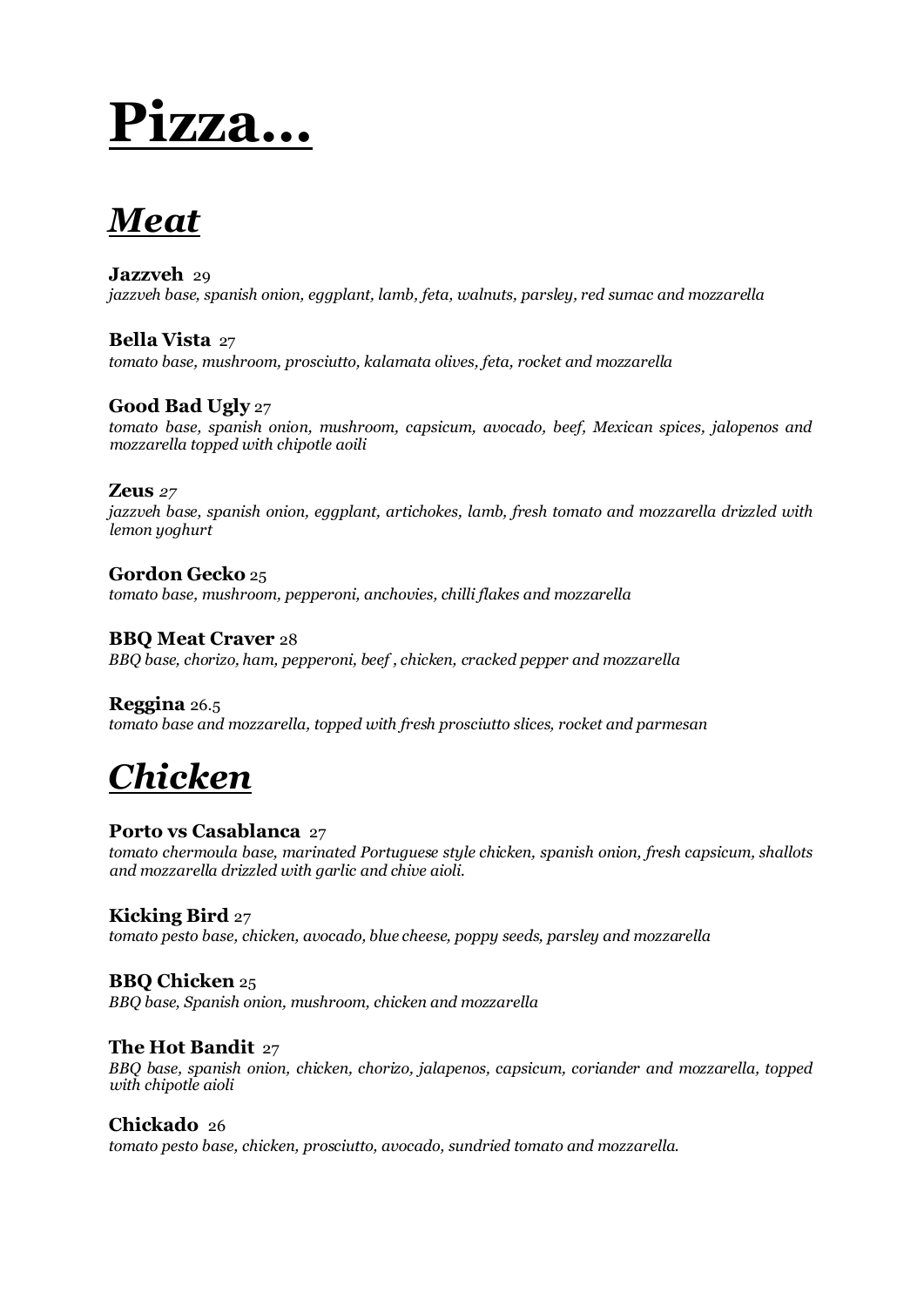# Pizza…

## *Meat*

**Jazzveh** 29
*jazzveh base, spanish onion, eggplant, lamb, feta, walnuts, parsley, red sumac and mozzarella*

**Bella Vista** 27
*tomato base, mushroom, prosciutto, kalamata olives, feta, rocket and mozzarella*

**Good Bad Ugly** 27
*tomato base, spanish onion, mushroom, capsicum, avocado, beef, Mexican spices, jalopenos and mozzarella topped with chipotle aoili*

**Zeus** *27*
*jazzveh base, spanish onion, eggplant, artichokes, lamb, fresh tomato and mozzarella drizzled with lemon yoghurt*

**Gordon Gecko** 25
*tomato base, mushroom, pepperoni, anchovies, chilli flakes and mozzarella*

**BBQ Meat Craver** 28
*BBQ base, chorizo, ham, pepperoni, beef , chicken, cracked pepper and mozzarella*

**Reggina** 26.5
*tomato base and mozzarella, topped with fresh prosciutto slices, rocket and parmesan*

## *Chicken*

**Porto vs Casablanca** 27
*tomato chermoula base, marinated Portuguese style chicken, spanish onion, fresh capsicum, shallots and mozzarella drizzled with garlic and chive aioli.*

**Kicking Bird** 27
*tomato pesto base, chicken, avocado, blue cheese, poppy seeds, parsley and mozzarella*

**BBQ Chicken** 25
*BBQ base, Spanish onion, mushroom, chicken and mozzarella*

**The Hot Bandit** 27
*BBQ base, spanish onion, chicken, chorizo, jalapenos, capsicum, coriander and mozzarella, topped with chipotle aioli*

**Chickado** 26
*tomato pesto base, chicken, prosciutto, avocado, sundried tomato and mozzarella.*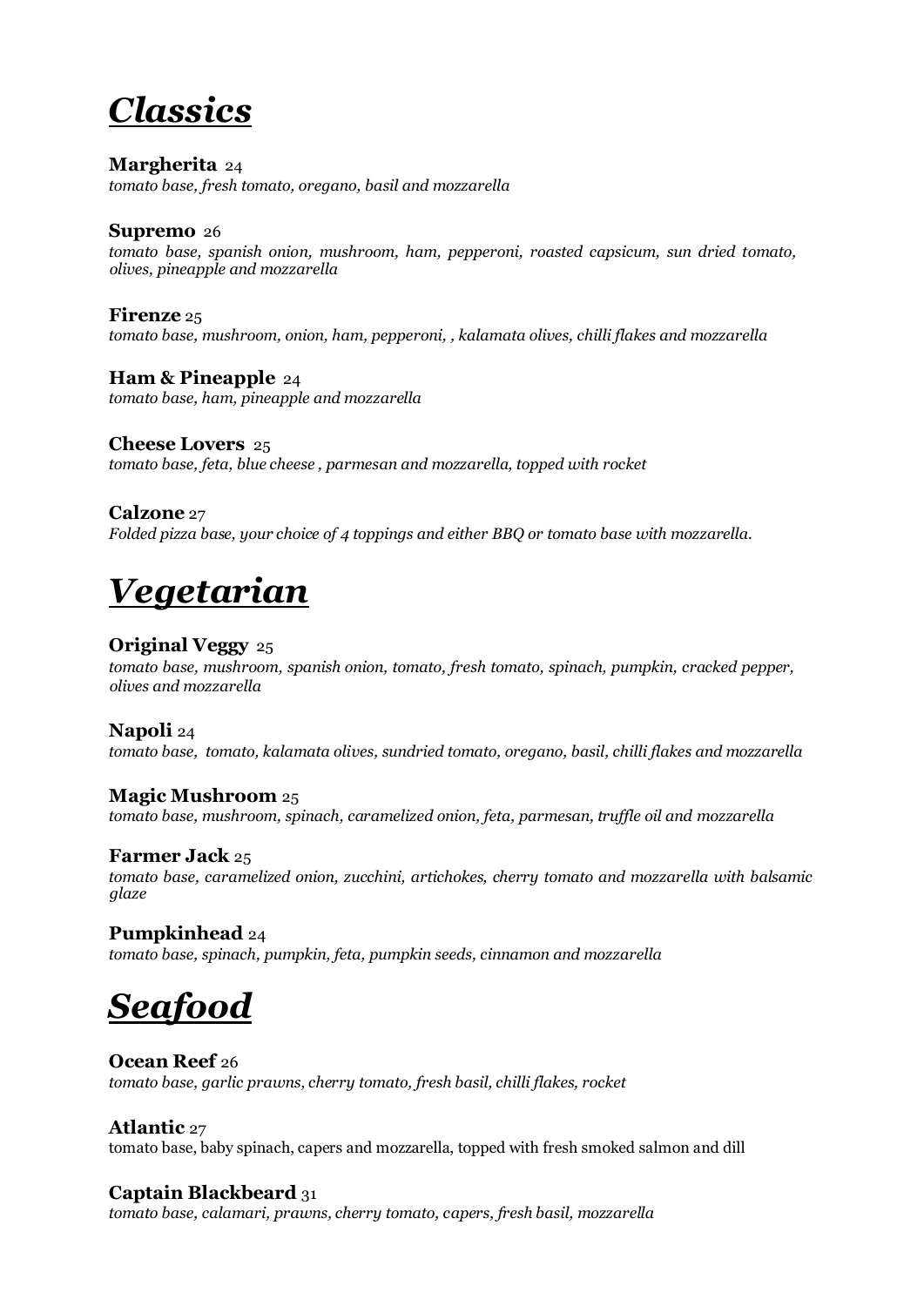# *Classics*

**Margherita** 24
*tomato base, fresh tomato, oregano, basil and mozzarella*

**Supremo** 26
*tomato base, spanish onion, mushroom, ham, pepperoni, roasted capsicum, sun dried tomato, olives, pineapple and mozzarella*

**Firenze** 25
*tomato base, mushroom, onion, ham, pepperoni, , kalamata olives, chilli flakes and mozzarella*

**Ham & Pineapple** 24
*tomato base, ham, pineapple and mozzarella*

**Cheese Lovers** 25
*tomato base, feta, blue cheese , parmesan and mozzarella, topped with rocket*

**Calzone** 27
*Folded pizza base, your choice of 4 toppings and either BBQ or tomato base with mozzarella.*

# *Vegetarian*

**Original Veggy** 25
*tomato base, mushroom, spanish onion, tomato, fresh tomato, spinach, pumpkin, cracked pepper, olives and mozzarella*

**Napoli** 24
*tomato base, tomato, kalamata olives, sundried tomato, oregano, basil, chilli flakes and mozzarella*

**Magic Mushroom** 25
*tomato base, mushroom, spinach, caramelized onion, feta, parmesan, truffle oil and mozzarella*

**Farmer Jack** 25
*tomato base, caramelized onion, zucchini, artichokes, cherry tomato and mozzarella with balsamic glaze*

**Pumpkinhead** 24
*tomato base, spinach, pumpkin, feta, pumpkin seeds, cinnamon and mozzarella*

# *Seafood*

**Ocean Reef** 26
*tomato base, garlic prawns, cherry tomato, fresh basil, chilli flakes, rocket*

**Atlantic** 27
tomato base, baby spinach, capers and mozzarella, topped with fresh smoked salmon and dill

**Captain Blackbeard** 31
*tomato base, calamari, prawns, cherry tomato, capers, fresh basil, mozzarella*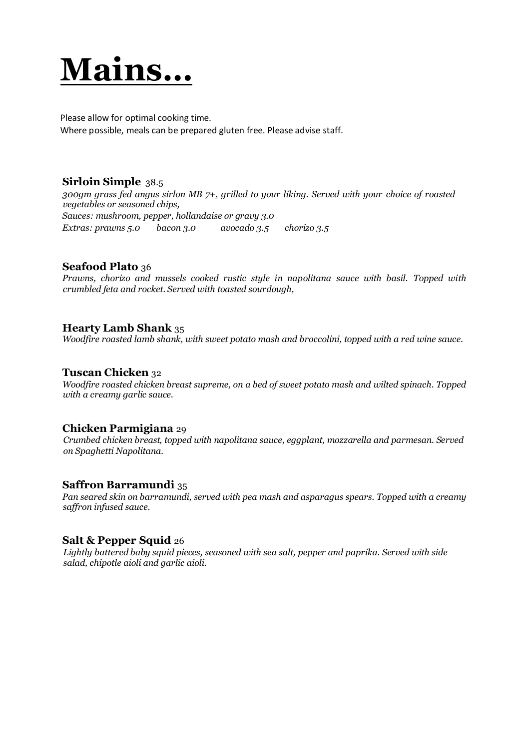# Mains...

Please allow for optimal cooking time.
Where possible, meals can be prepared gluten free. Please advise staff.

**Sirloin Simple** 38.5
*300gm grass fed angus sirlon MB 7+, grilled to your liking. Served with your choice of roasted vegetables or seasoned chips,*
*Sauces: mushroom, pepper, hollandaise or gravy 3.0*
*Extras: prawns 5.0 bacon 3.0 avocado 3.5 chorizo 3.5*

**Seafood Plato** 36
*Prawns, chorizo and mussels cooked rustic style in napolitana sauce with basil. Topped with crumbled feta and rocket. Served with toasted sourdough,*

**Hearty Lamb Shank** 35
*Woodfire roasted lamb shank, with sweet potato mash and broccolini, topped with a red wine sauce.*

**Tuscan Chicken** 32
*Woodfire roasted chicken breast supreme, on a bed of sweet potato mash and wilted spinach. Topped with a creamy garlic sauce.*

**Chicken Parmigiana** 29
*Crumbed chicken breast, topped with napolitana sauce, eggplant, mozzarella and parmesan. Served on Spaghetti Napolitana.*

**Saffron Barramundi** 35
*Pan seared skin on barramundi, served with pea mash and asparagus spears. Topped with a creamy saffron infused sauce.*

**Salt & Pepper Squid** 26
*Lightly battered baby squid pieces, seasoned with sea salt, pepper and paprika. Served with side salad, chipotle aioli and garlic aioli.*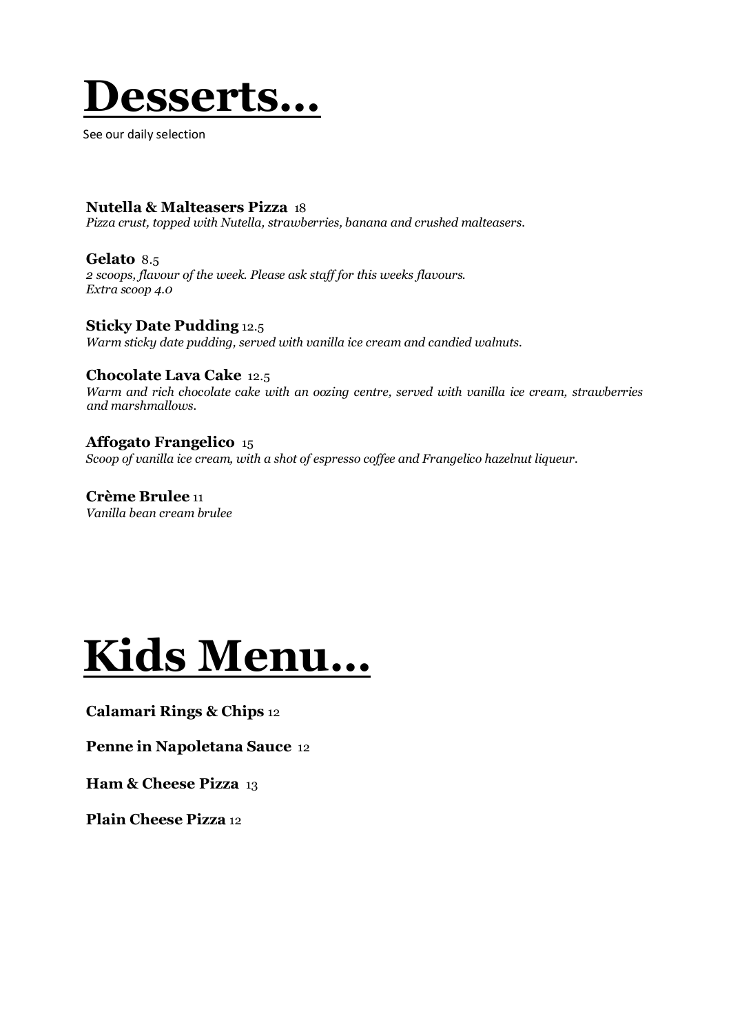# **Desserts…**

See our daily selection

**Nutella & Malteasers Pizza** 18
*Pizza crust, topped with Nutella, strawberries, banana and crushed malteasers.*

**Gelato** 8.5
*2 scoops, flavour of the week. Please ask staff for this weeks flavours.*
*Extra scoop 4.0*

**Sticky Date Pudding** 12.5
*Warm sticky date pudding, served with vanilla ice cream and candied walnuts.*

**Chocolate Lava Cake** 12.5
*Warm and rich chocolate cake with an oozing centre, served with vanilla ice cream, strawberries and marshmallows.*

**Affogato Frangelico** 15
*Scoop of vanilla ice cream, with a shot of espresso coffee and Frangelico hazelnut liqueur.*

**Crème Brulee** 11
*Vanilla bean cream brulee*

# **Kids Menu…**

**Calamari Rings & Chips** 12

**Penne in Napoletana Sauce** 12

**Ham & Cheese Pizza** 13

**Plain Cheese Pizza** 12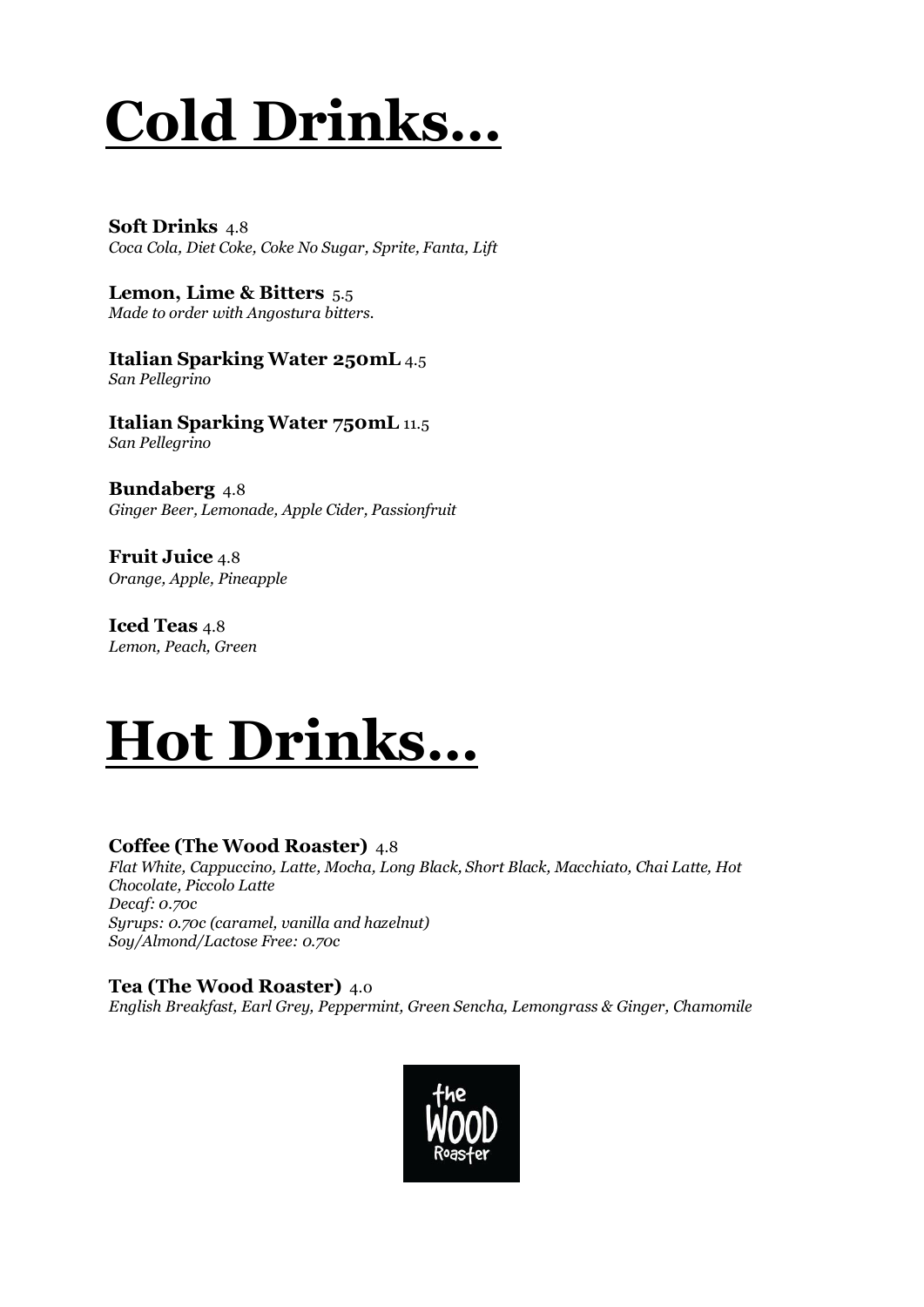# Cold Drinks...

**Soft Drinks** 4.8
*Coca Cola, Diet Coke, Coke No Sugar, Sprite, Fanta, Lift*

**Lemon, Lime & Bitters** 5.5
*Made to order with Angostura bitters.*

**Italian Sparking Water 250mL** 4.5
*San Pellegrino*

**Italian Sparking Water 750mL** 11.5
*San Pellegrino*

**Bundaberg** 4.8
*Ginger Beer, Lemonade, Apple Cider, Passionfruit*

**Fruit Juice** 4.8
*Orange, Apple, Pineapple*

**Iced Teas** 4.8
*Lemon, Peach, Green*

# Hot Drinks...

**Coffee (The Wood Roaster)** 4.8
*Flat White, Cappuccino, Latte, Mocha, Long Black, Short Black, Macchiato, Chai Latte, Hot Chocolate, Piccolo Latte*
*Decaf: 0.70c*
*Syrups: 0.70c (caramel, vanilla and hazelnut)*
*Soy/Almond/Lactose Free: 0.70c*

**Tea (The Wood Roaster)** 4.0
*English Breakfast, Earl Grey, Peppermint, Green Sencha, Lemongrass & Ginger, Chamomile*

the WOOD Roaster